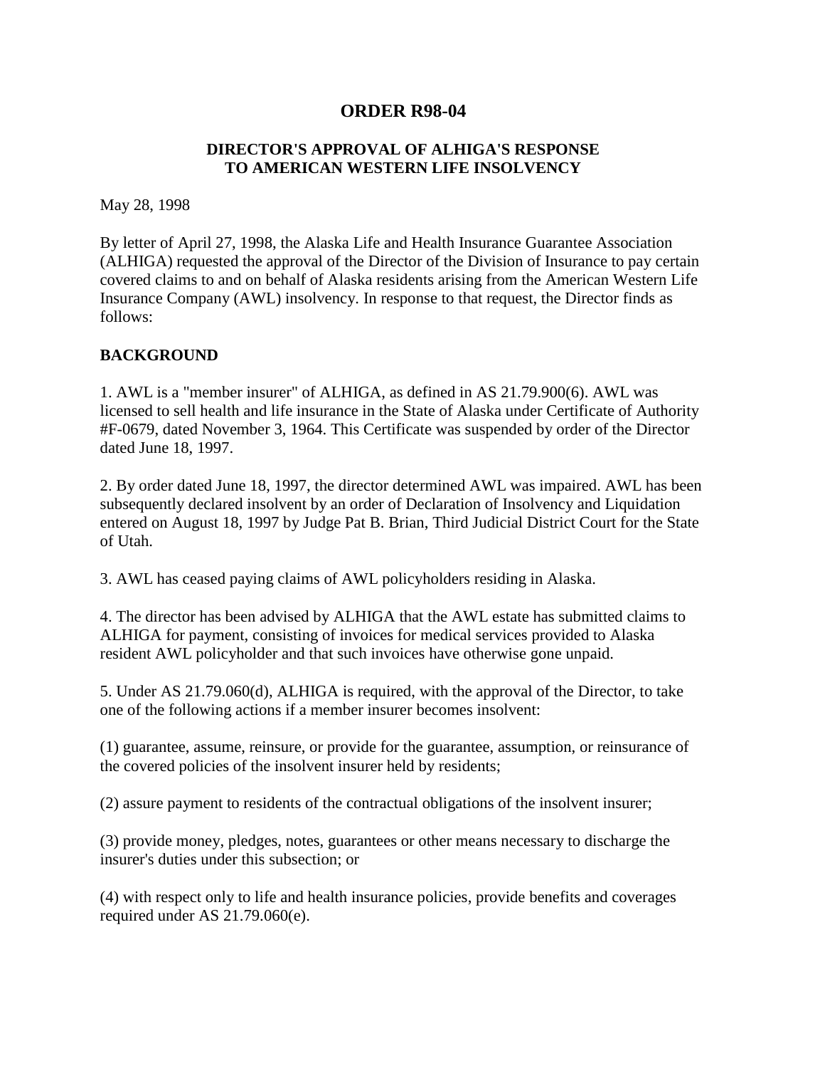# ORDER R98-04

## DIRECTOR'S APPROVAL OF ALHIGA'S RESPONSE TO AMERICAN WESTERN LIFE INSOLVENCY

May 28, 1998

By letter of April 27, 1998, the Alaska Life and Health Insurance Guarantee Association (ALHIGA) requested the approval of the Director of the Division of Insurance to pay certain covered claims to and on behalf of Alaska residents arising from the American Western Life Insurance Company (AWL) insolvency. In response to that request, the Director finds as follows:

**BACKGROUND**

1. AWL is a "member insurer" of ALHIGA, as defined in AS 21.79.900(6). AWL was licensed to sell health and life insurance in the State of Alaska under Certificate of Authority #F-0679, dated November 3, 1964. This Certificate was suspended by order of the Director dated June 18, 1997.

2. By order dated June 18, 1997, the director determined AWL was impaired. AWL has been subsequently declared insolvent by an order of Declaration of Insolvency and Liquidation entered on August 18, 1997 by Judge Pat B. Brian, Third Judicial District Court for the State of Utah.

3. AWL has ceased paying claims of AWL policyholders residing in Alaska.

4. The director has been advised by ALHIGA that the AWL estate has submitted claims to ALHIGA for payment, consisting of invoices for medical services provided to Alaska resident AWL policyholder and that such invoices have otherwise gone unpaid.

5. Under AS 21.79.060(d), ALHIGA is required, with the approval of the Director, to take one of the following actions if a member insurer becomes insolvent:

(1) guarantee, assume, reinsure, or provide for the guarantee, assumption, or reinsurance of the covered policies of the insolvent insurer held by residents;

(2) assure payment to residents of the contractual obligations of the insolvent insurer;

(3) provide money, pledges, notes, guarantees or other means necessary to discharge the insurer's duties under this subsection; or

(4) with respect only to life and health insurance policies, provide benefits and coverages required under AS 21.79.060(e).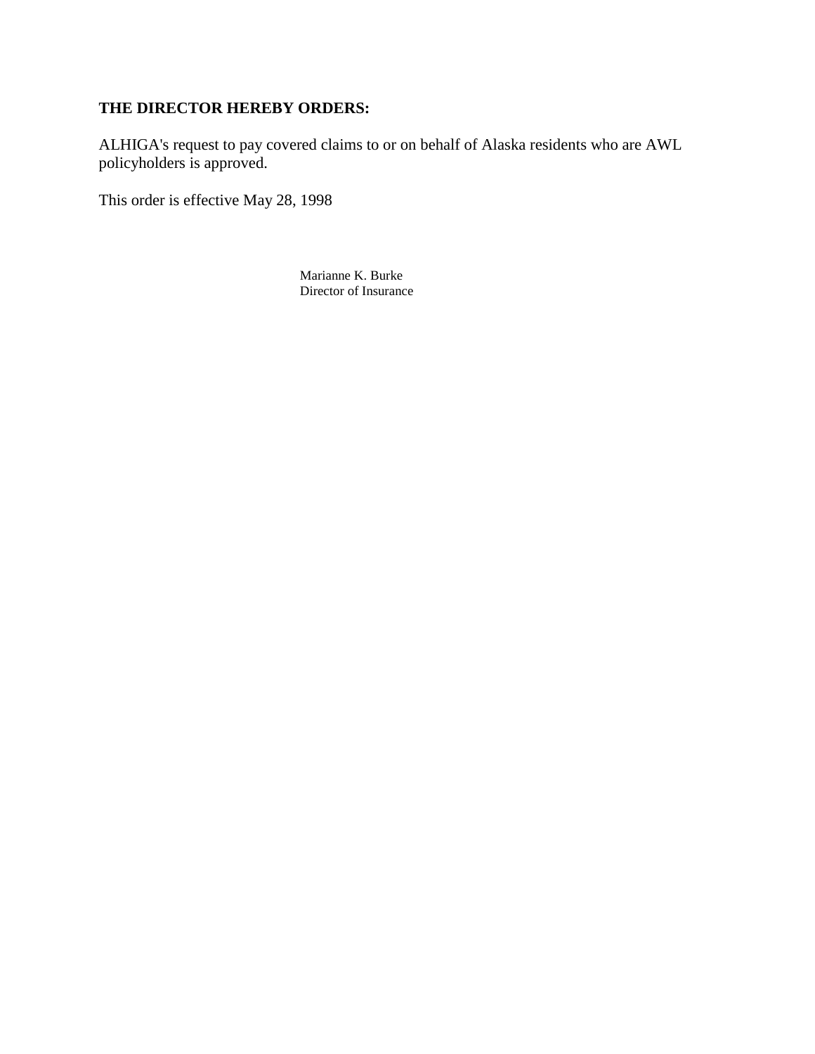**THE DIRECTOR HEREBY ORDERS:**

ALHIGA's request to pay covered claims to or on behalf of Alaska residents who are AWL policyholders is approved.

This order is effective May 28, 1998

Marianne K. Burke
Director of Insurance